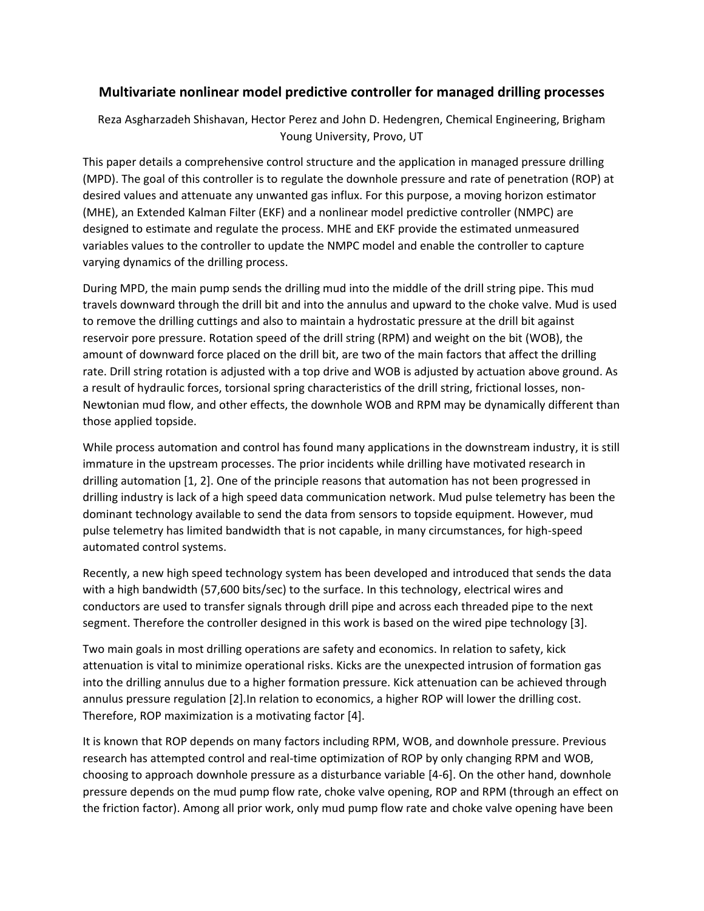# Multivariate nonlinear model predictive controller for managed drilling processes

Reza Asgharzadeh Shishavan, Hector Perez and John D. Hedengren, Chemical Engineering, Brigham Young University, Provo, UT

This paper details a comprehensive control structure and the application in managed pressure drilling (MPD). The goal of this controller is to regulate the downhole pressure and rate of penetration (ROP) at desired values and attenuate any unwanted gas influx. For this purpose, a moving horizon estimator (MHE), an Extended Kalman Filter (EKF) and a nonlinear model predictive controller (NMPC) are designed to estimate and regulate the process. MHE and EKF provide the estimated unmeasured variables values to the controller to update the NMPC model and enable the controller to capture varying dynamics of the drilling process.

During MPD, the main pump sends the drilling mud into the middle of the drill string pipe. This mud travels downward through the drill bit and into the annulus and upward to the choke valve. Mud is used to remove the drilling cuttings and also to maintain a hydrostatic pressure at the drill bit against reservoir pore pressure. Rotation speed of the drill string (RPM) and weight on the bit (WOB), the amount of downward force placed on the drill bit, are two of the main factors that affect the drilling rate. Drill string rotation is adjusted with a top drive and WOB is adjusted by actuation above ground. As a result of hydraulic forces, torsional spring characteristics of the drill string, frictional losses, non-Newtonian mud flow, and other effects, the downhole WOB and RPM may be dynamically different than those applied topside.

While process automation and control has found many applications in the downstream industry, it is still immature in the upstream processes. The prior incidents while drilling have motivated research in drilling automation [1, 2]. One of the principle reasons that automation has not been progressed in drilling industry is lack of a high speed data communication network. Mud pulse telemetry has been the dominant technology available to send the data from sensors to topside equipment. However, mud pulse telemetry has limited bandwidth that is not capable, in many circumstances, for high-speed automated control systems.

Recently, a new high speed technology system has been developed and introduced that sends the data with a high bandwidth (57,600 bits/sec) to the surface. In this technology, electrical wires and conductors are used to transfer signals through drill pipe and across each threaded pipe to the next segment. Therefore the controller designed in this work is based on the wired pipe technology [3].

Two main goals in most drilling operations are safety and economics. In relation to safety, kick attenuation is vital to minimize operational risks. Kicks are the unexpected intrusion of formation gas into the drilling annulus due to a higher formation pressure. Kick attenuation can be achieved through annulus pressure regulation [2].In relation to economics, a higher ROP will lower the drilling cost. Therefore, ROP maximization is a motivating factor [4].

It is known that ROP depends on many factors including RPM, WOB, and downhole pressure. Previous research has attempted control and real-time optimization of ROP by only changing RPM and WOB, choosing to approach downhole pressure as a disturbance variable [4-6]. On the other hand, downhole pressure depends on the mud pump flow rate, choke valve opening, ROP and RPM (through an effect on the friction factor). Among all prior work, only mud pump flow rate and choke valve opening have been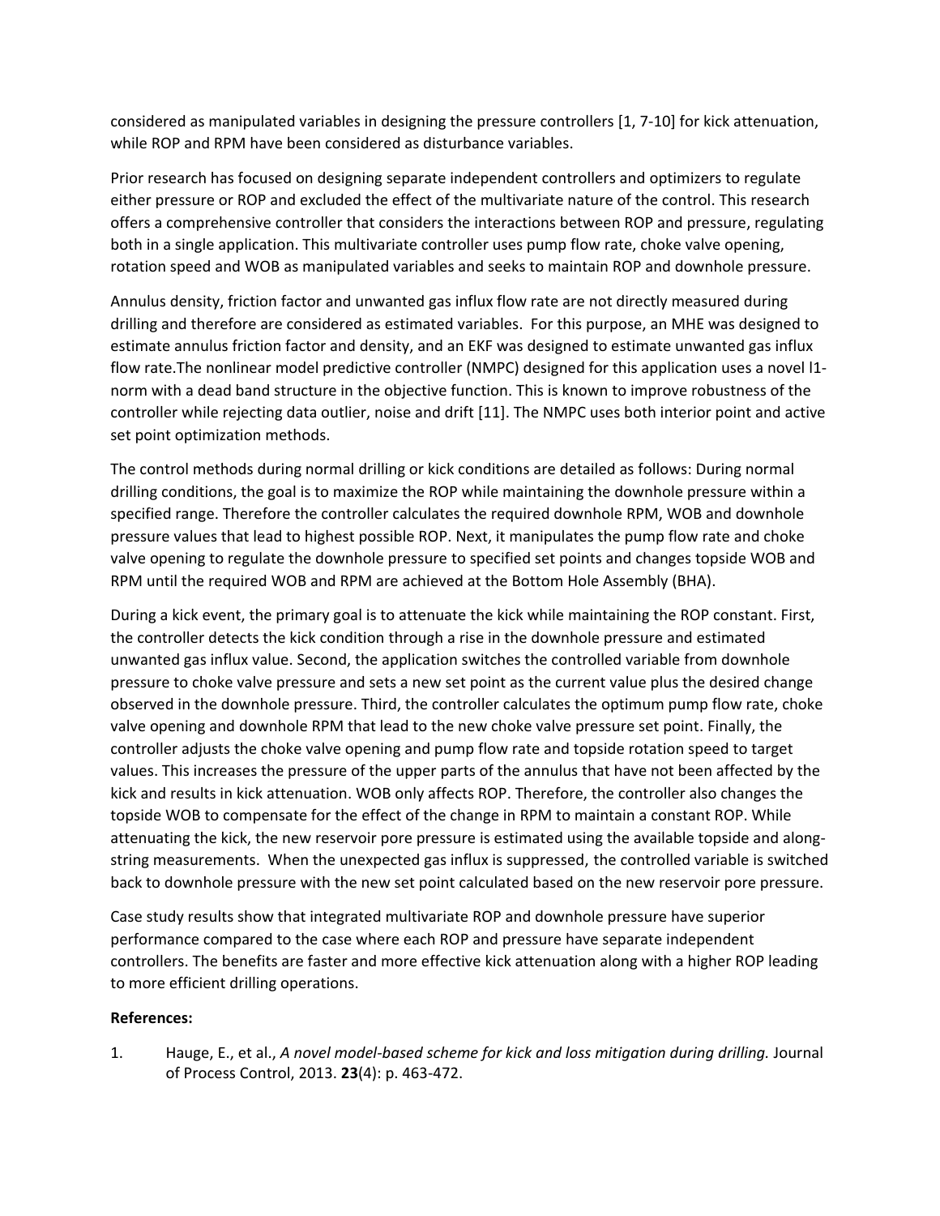considered as manipulated variables in designing the pressure controllers [1, 7-10] for kick attenuation, while ROP and RPM have been considered as disturbance variables.

Prior research has focused on designing separate independent controllers and optimizers to regulate either pressure or ROP and excluded the effect of the multivariate nature of the control. This research offers a comprehensive controller that considers the interactions between ROP and pressure, regulating both in a single application. This multivariate controller uses pump flow rate, choke valve opening, rotation speed and WOB as manipulated variables and seeks to maintain ROP and downhole pressure.

Annulus density, friction factor and unwanted gas influx flow rate are not directly measured during drilling and therefore are considered as estimated variables. For this purpose, an MHE was designed to estimate annulus friction factor and density, and an EKF was designed to estimate unwanted gas influx flow rate.The nonlinear model predictive controller (NMPC) designed for this application uses a novel l1-norm with a dead band structure in the objective function. This is known to improve robustness of the controller while rejecting data outlier, noise and drift [11]. The NMPC uses both interior point and active set point optimization methods.

The control methods during normal drilling or kick conditions are detailed as follows: During normal drilling conditions, the goal is to maximize the ROP while maintaining the downhole pressure within a specified range. Therefore the controller calculates the required downhole RPM, WOB and downhole pressure values that lead to highest possible ROP. Next, it manipulates the pump flow rate and choke valve opening to regulate the downhole pressure to specified set points and changes topside WOB and RPM until the required WOB and RPM are achieved at the Bottom Hole Assembly (BHA).

During a kick event, the primary goal is to attenuate the kick while maintaining the ROP constant. First, the controller detects the kick condition through a rise in the downhole pressure and estimated unwanted gas influx value. Second, the application switches the controlled variable from downhole pressure to choke valve pressure and sets a new set point as the current value plus the desired change observed in the downhole pressure. Third, the controller calculates the optimum pump flow rate, choke valve opening and downhole RPM that lead to the new choke valve pressure set point. Finally, the controller adjusts the choke valve opening and pump flow rate and topside rotation speed to target values. This increases the pressure of the upper parts of the annulus that have not been affected by the kick and results in kick attenuation. WOB only affects ROP. Therefore, the controller also changes the topside WOB to compensate for the effect of the change in RPM to maintain a constant ROP. While attenuating the kick, the new reservoir pore pressure is estimated using the available topside and along-string measurements. When the unexpected gas influx is suppressed, the controlled variable is switched back to downhole pressure with the new set point calculated based on the new reservoir pore pressure.

Case study results show that integrated multivariate ROP and downhole pressure have superior performance compared to the case where each ROP and pressure have separate independent controllers. The benefits are faster and more effective kick attenuation along with a higher ROP leading to more efficient drilling operations.

**References:**

1. Hauge, E., et al., *A novel model-based scheme for kick and loss mitigation during drilling.* Journal of Process Control, 2013. **23**(4): p. 463-472.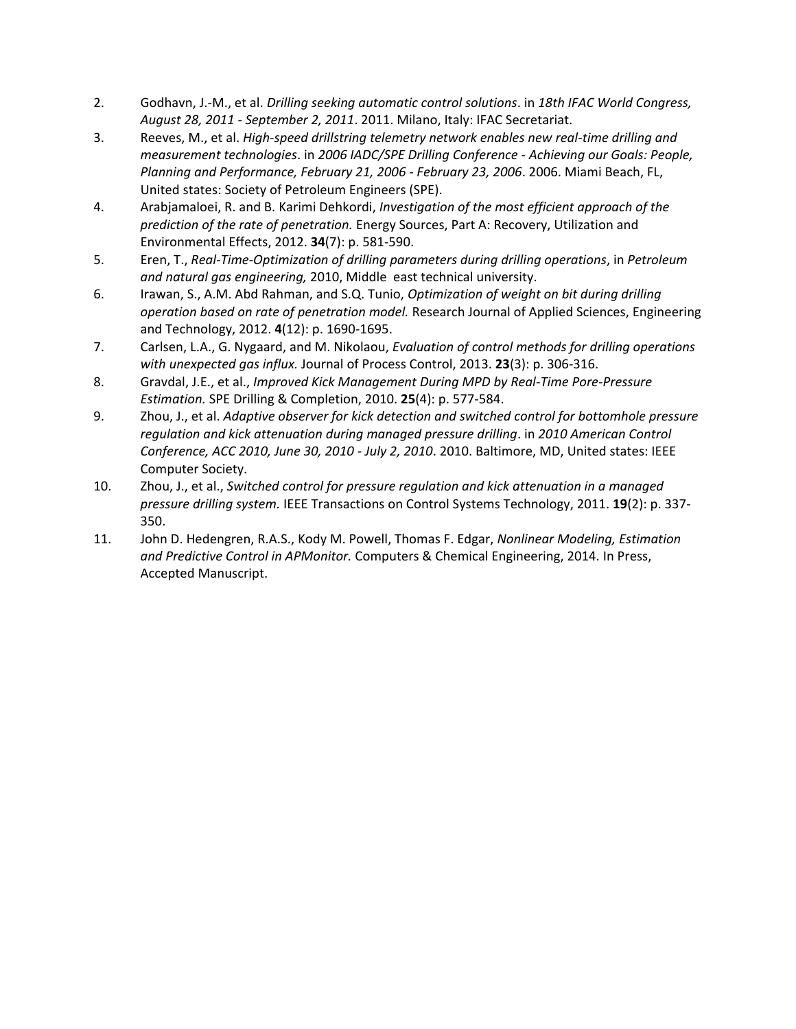2. Godhavn, J.-M., et al. *Drilling seeking automatic control solutions*. in *18th IFAC World Congress, August 28, 2011 - September 2, 2011*. 2011. Milano, Italy: IFAC Secretariat.
3. Reeves, M., et al. *High-speed drillstring telemetry network enables new real-time drilling and measurement technologies*. in *2006 IADC/SPE Drilling Conference - Achieving our Goals: People, Planning and Performance, February 21, 2006 - February 23, 2006*. 2006. Miami Beach, FL, United states: Society of Petroleum Engineers (SPE).
4. Arabjamaloei, R. and B. Karimi Dehkordi, *Investigation of the most efficient approach of the prediction of the rate of penetration.* Energy Sources, Part A: Recovery, Utilization and Environmental Effects, 2012. **34**(7): p. 581-590.
5. Eren, T., *Real-Time-Optimization of drilling parameters during drilling operations*, in *Petroleum and natural gas engineering,* 2010, Middle east technical university.
6. Irawan, S., A.M. Abd Rahman, and S.Q. Tunio, *Optimization of weight on bit during drilling operation based on rate of penetration model.* Research Journal of Applied Sciences, Engineering and Technology, 2012. **4**(12): p. 1690-1695.
7. Carlsen, L.A., G. Nygaard, and M. Nikolaou, *Evaluation of control methods for drilling operations with unexpected gas influx.* Journal of Process Control, 2013. **23**(3): p. 306-316.
8. Gravdal, J.E., et al., *Improved Kick Management During MPD by Real-Time Pore-Pressure Estimation.* SPE Drilling & Completion, 2010. **25**(4): p. 577-584.
9. Zhou, J., et al. *Adaptive observer for kick detection and switched control for bottomhole pressure regulation and kick attenuation during managed pressure drilling*. in *2010 American Control Conference, ACC 2010, June 30, 2010 - July 2, 2010*. 2010. Baltimore, MD, United states: IEEE Computer Society.
10. Zhou, J., et al., *Switched control for pressure regulation and kick attenuation in a managed pressure drilling system.* IEEE Transactions on Control Systems Technology, 2011. **19**(2): p. 337-350.
11. John D. Hedengren, R.A.S., Kody M. Powell, Thomas F. Edgar, *Nonlinear Modeling, Estimation and Predictive Control in APMonitor.* Computers & Chemical Engineering, 2014. In Press, Accepted Manuscript.